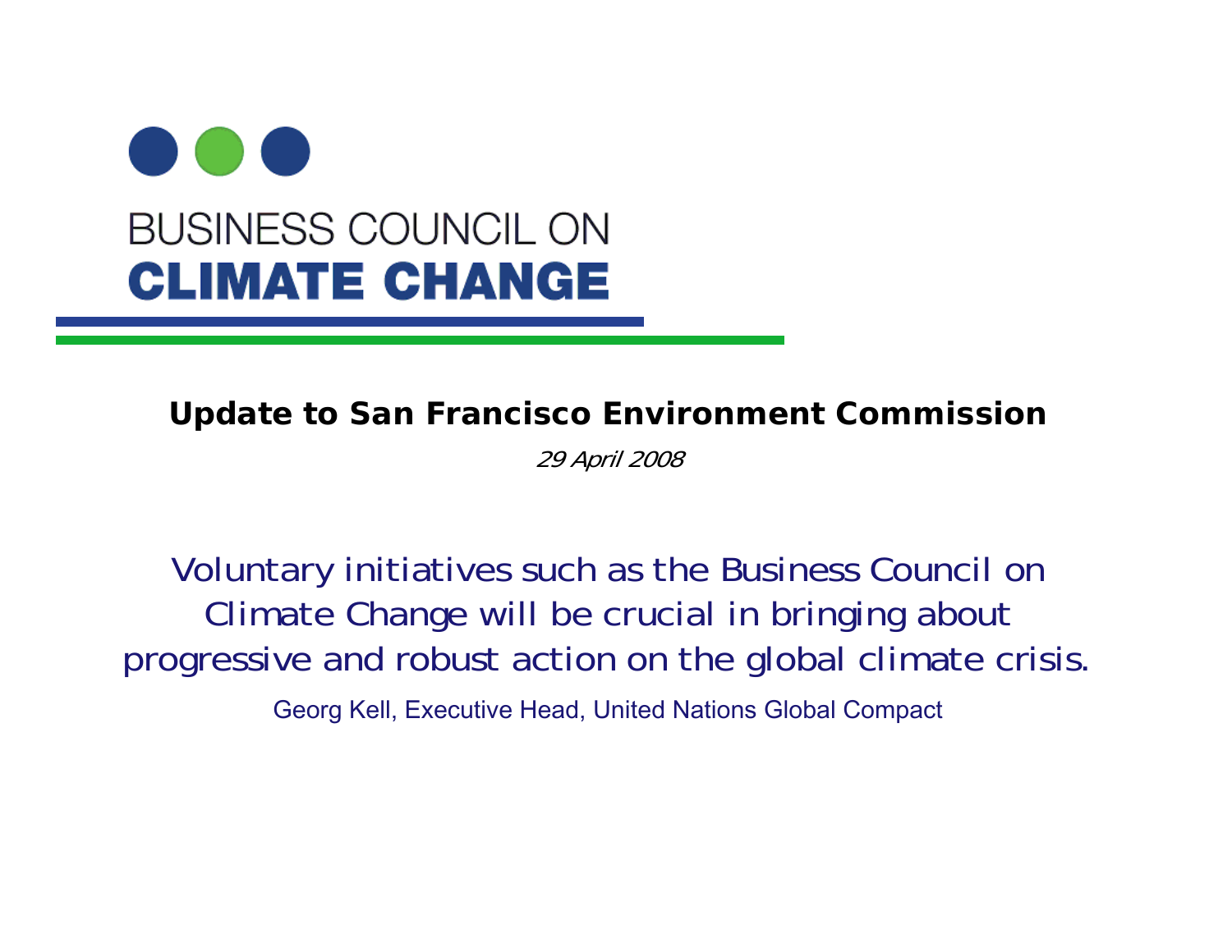# BUSINESS COUNCIL ON CLIMATE CHANGE

## Update to San Francisco Environment Commission

*29 April 2008*

Voluntary initiatives such as the Business Council on Climate Change will be crucial in bringing about progressive and robust action on the global climate crisis.

Georg Kell, Executive Head, United Nations Global Compact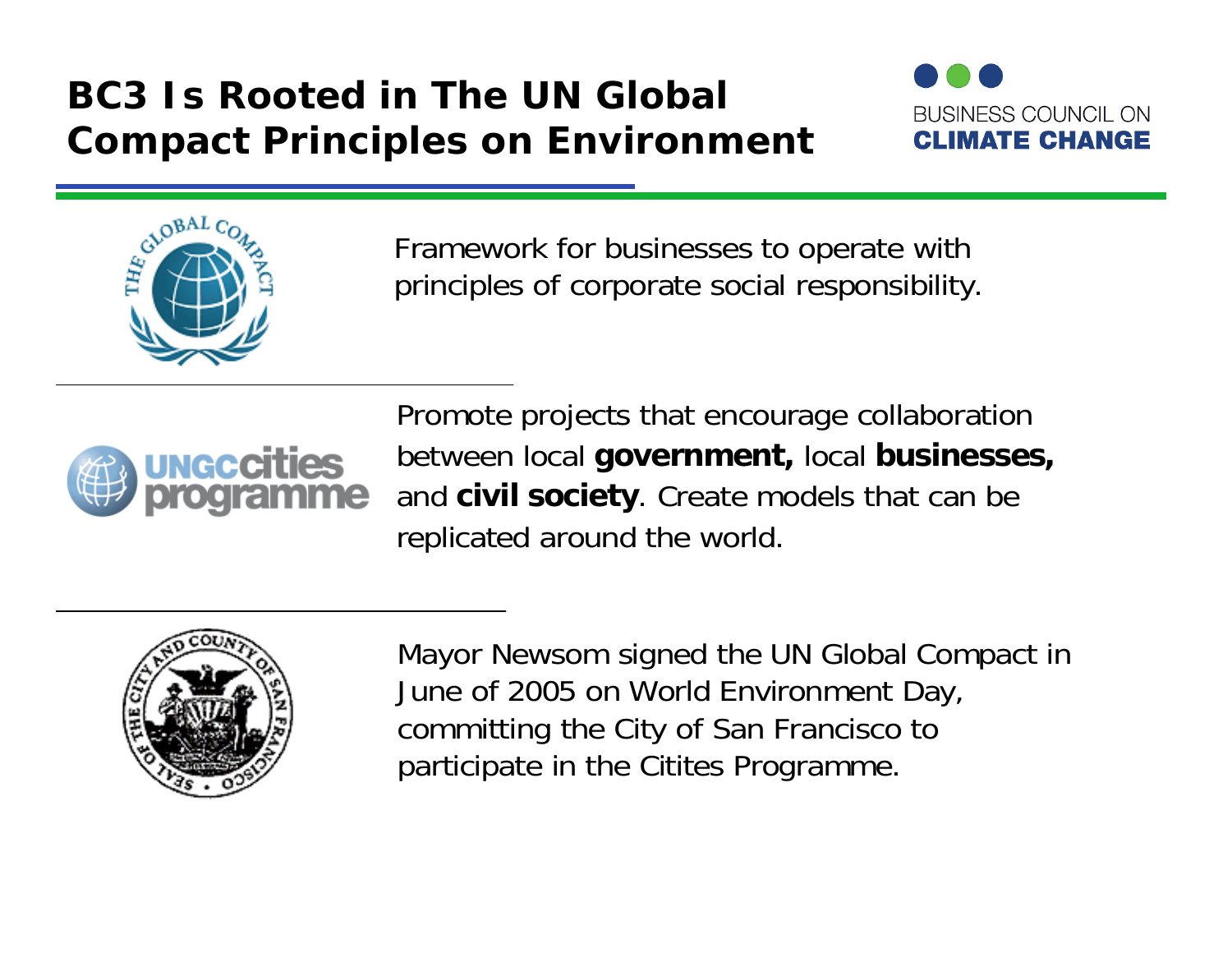# BC3 Is Rooted in The UN Global Compact Principles on Environment

BUSINESS COUNCIL ON **CLIMATE CHANGE**

Framework for businesses to operate with principles of corporate social responsibility.

---

Promote projects that encourage collaboration between local **government,** local **businesses,** and **civil society**. Create models that can be replicated around the world.

---

Mayor Newsom signed the UN Global Compact in June of 2005 on World Environment Day, committing the City of San Francisco to participate in the Citites Programme.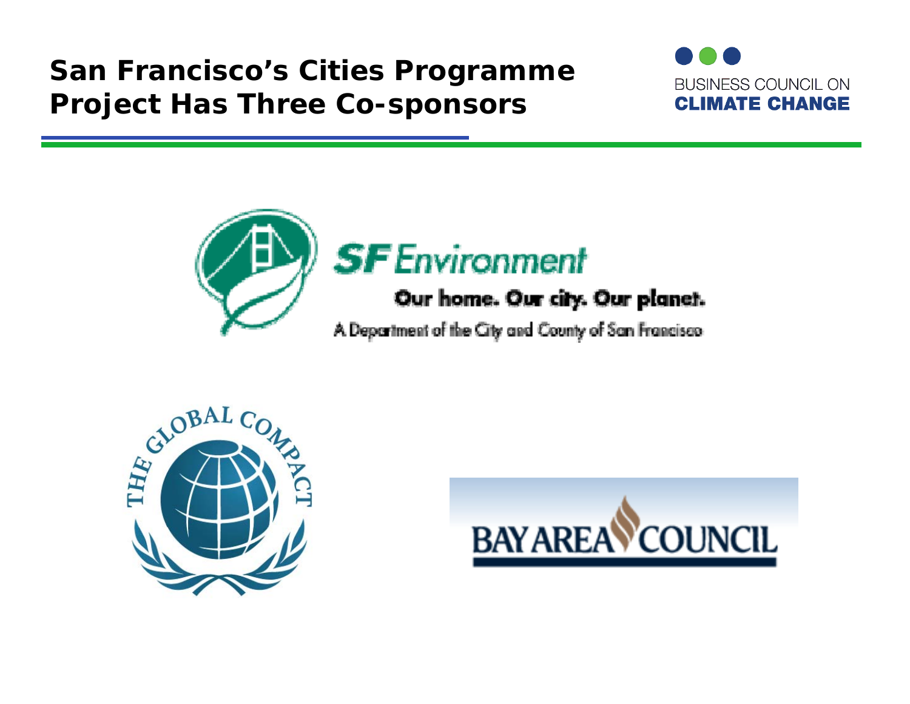# San Francisco's Cities Programme Project Has Three Co-sponsors

BUSINESS COUNCIL ON **CLIMATE CHANGE**

**SF** Environment

**Our home. Our city. Our planet.**

A Department of the City and County of San Francisco

THE GLOBAL COMPACT

BAY AREA COUNCIL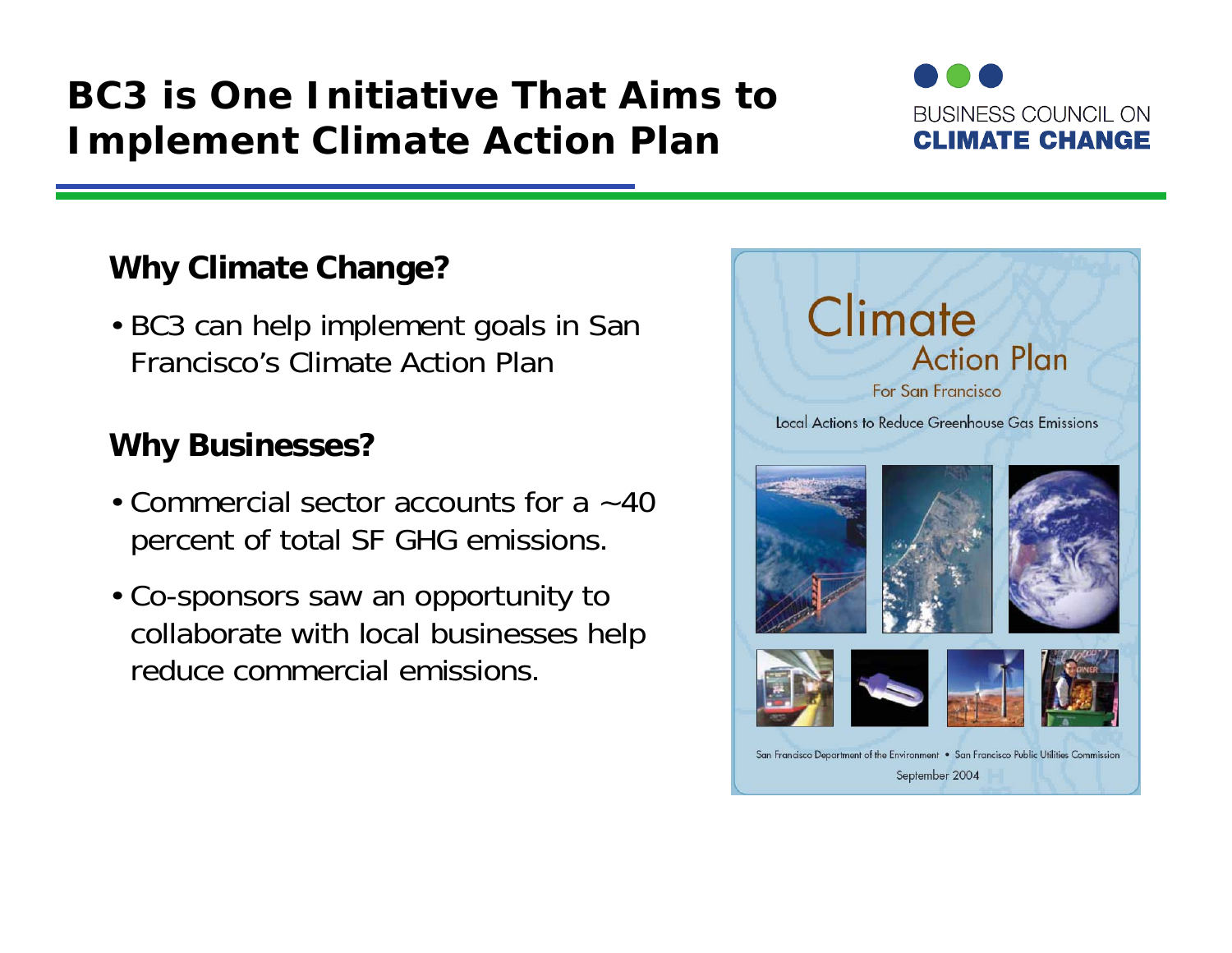# BC3 is One Initiative That Aims to Implement Climate Action Plan

BUSINESS COUNCIL ON
**CLIMATE CHANGE**

## Why Climate Change?

- BC3 can help implement goals in San Francisco's Climate Action Plan

## Why Businesses?

- Commercial sector accounts for a ~40 percent of total SF GHG emissions.
- Co-sponsors saw an opportunity to collaborate with local businesses help reduce commercial emissions.

Climate Action Plan
For San Francisco
Local Actions to Reduce Greenhouse Gas Emissions

San Francisco Department of the Environment • San Francisco Public Utilities Commission
September 2004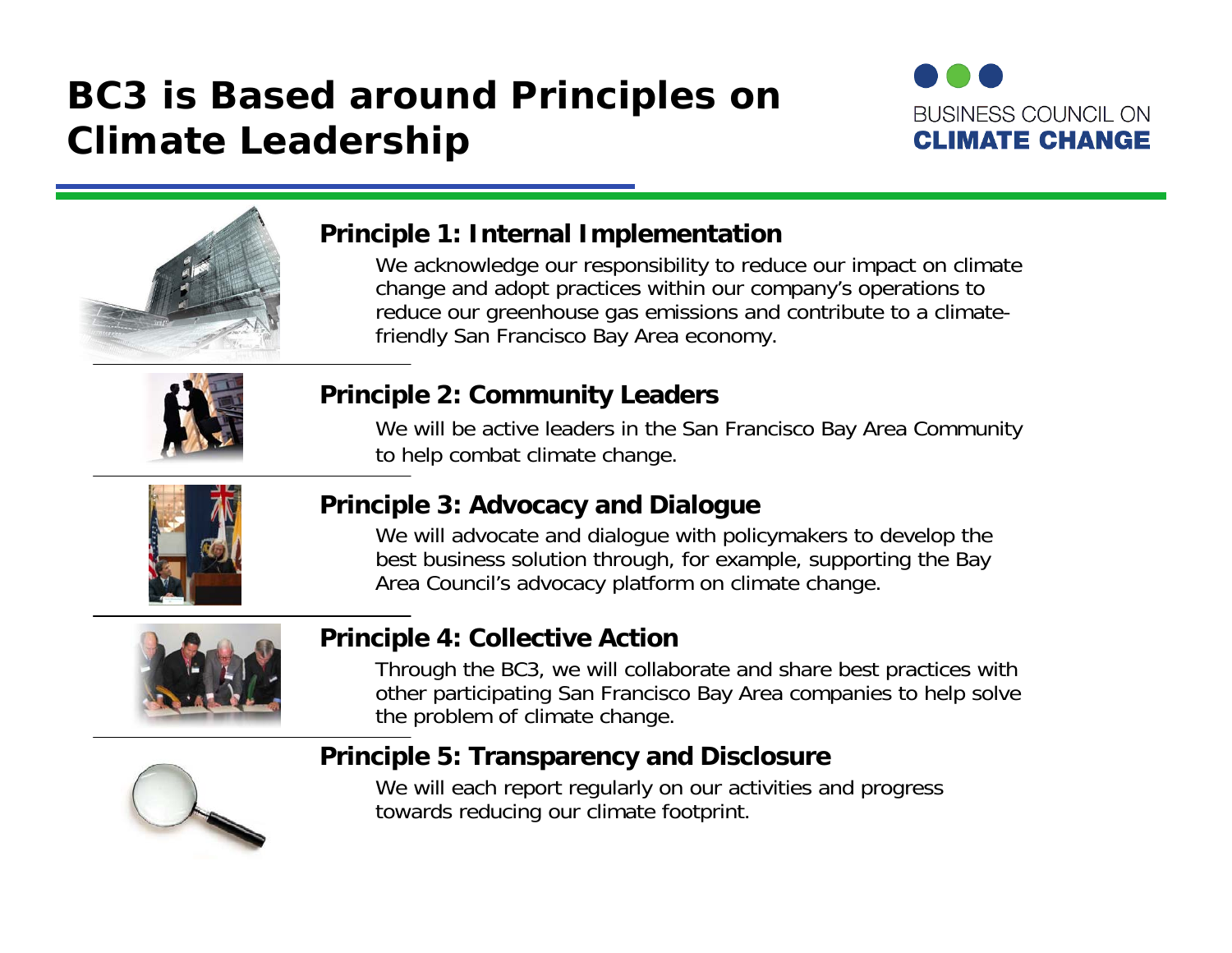# BC3 is Based around Principles on Climate Leadership

BUSINESS COUNCIL ON
**CLIMATE CHANGE**

### Principle 1: Internal Implementation

We acknowledge our responsibility to reduce our impact on climate change and adopt practices within our company's operations to reduce our greenhouse gas emissions and contribute to a climate-friendly San Francisco Bay Area economy.

### Principle 2: Community Leaders

We will be active leaders in the San Francisco Bay Area Community to help combat climate change.

### Principle 3: Advocacy and Dialogue

We will advocate and dialogue with policymakers to develop the best business solution through, for example, supporting the Bay Area Council's advocacy platform on climate change.

### Principle 4: Collective Action

Through the BC3, we will collaborate and share best practices with other participating San Francisco Bay Area companies to help solve the problem of climate change.

### Principle 5: Transparency and Disclosure

We will each report regularly on our activities and progress towards reducing our climate footprint.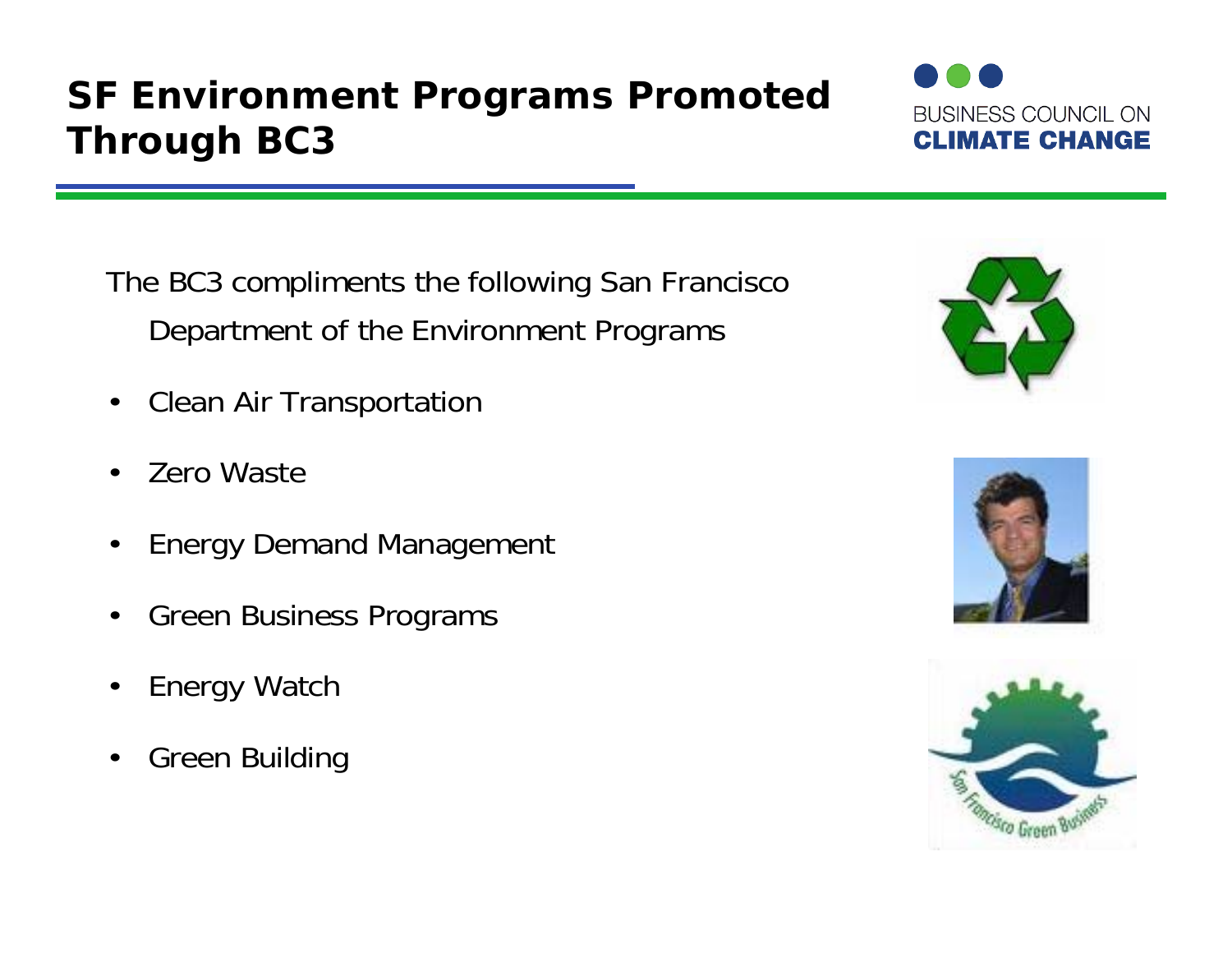# SF Environment Programs Promoted Through BC3

The BC3 compliments the following San Francisco Department of the Environment Programs

- Clean Air Transportation
- Zero Waste
- Energy Demand Management
- Green Business Programs
- Energy Watch
- Green Building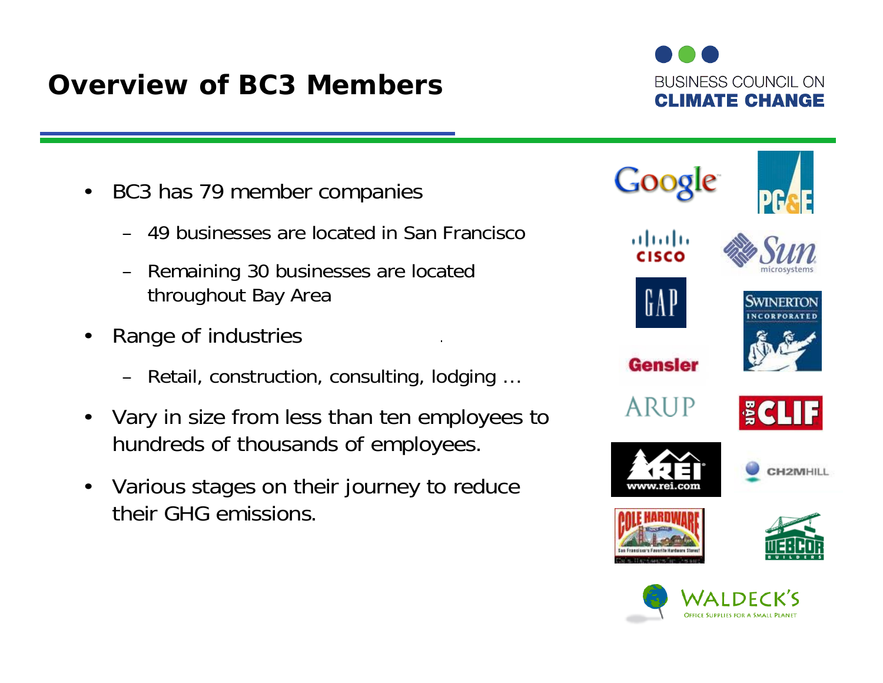## Overview of BC3 Members

- BC3 has 79 member companies
  - 49 businesses are located in San Francisco
  - Remaining 30 businesses are located throughout Bay Area
- Range of industries
  - Retail, construction, consulting, lodging …
- Vary in size from less than ten employees to hundreds of thousands of employees.
- Various stages on their journey to reduce their GHG emissions.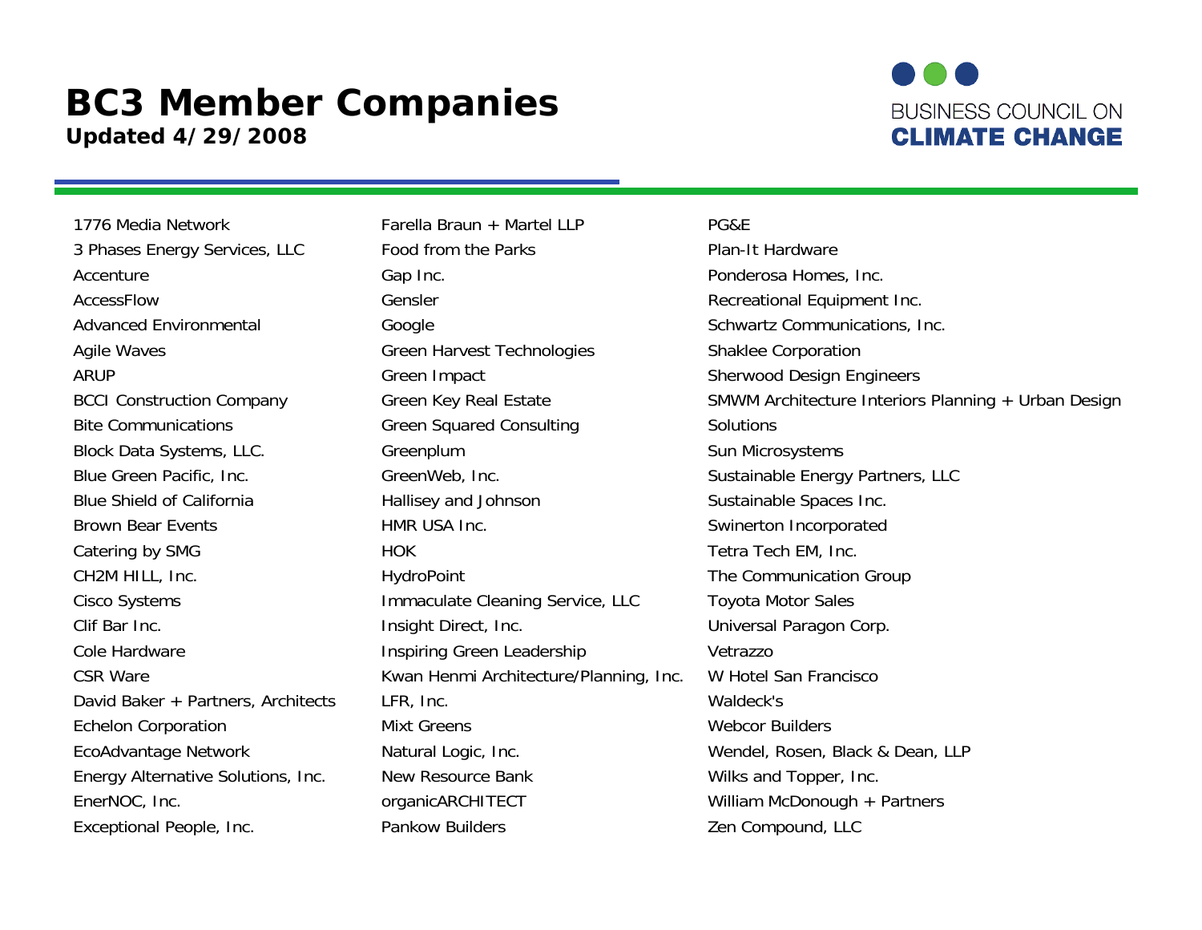# BC3 Member Companies

**Updated 4/29/2008**

BUSINESS COUNCIL ON **CLIMATE CHANGE**

- 1776 Media Network
- 3 Phases Energy Services, LLC
- Accenture
- AccessFlow
- Advanced Environmental
- Agile Waves
- ARUP
- BCCI Construction Company
- Bite Communications
- Block Data Systems, LLC.
- Blue Green Pacific, Inc.
- Blue Shield of California
- Brown Bear Events
- Catering by SMG
- CH2M HILL, Inc.
- Cisco Systems
- Clif Bar Inc.
- Cole Hardware
- CSR Ware
- David Baker + Partners, Architects
- Echelon Corporation
- EcoAdvantage Network
- Energy Alternative Solutions, Inc.
- EnerNOC, Inc.
- Exceptional People, Inc.
- Farella Braun + Martel LLP
- Food from the Parks
- Gap Inc.
- Gensler
- Google
- Green Harvest Technologies
- Green Impact
- Green Key Real Estate
- Green Squared Consulting
- Greenplum
- GreenWeb, Inc.
- Hallisey and Johnson
- HMR USA Inc.
- HOK
- HydroPoint
- Immaculate Cleaning Service, LLC
- Insight Direct, Inc.
- Inspiring Green Leadership
- Kwan Henmi Architecture/Planning, Inc.
- LFR, Inc.
- Mixt Greens
- Natural Logic, Inc.
- New Resource Bank
- organicARCHITECT
- Pankow Builders
- PG&E
- Plan-It Hardware
- Ponderosa Homes, Inc.
- Recreational Equipment Inc.
- Schwartz Communications, Inc.
- Shaklee Corporation
- Sherwood Design Engineers
- SMWM Architecture Interiors Planning + Urban Design
- Solutions
- Sun Microsystems
- Sustainable Energy Partners, LLC
- Sustainable Spaces Inc.
- Swinerton Incorporated
- Tetra Tech EM, Inc.
- The Communication Group
- Toyota Motor Sales
- Universal Paragon Corp.
- Vetrazzo
- W Hotel San Francisco
- Waldeck's
- Webcor Builders
- Wendel, Rosen, Black & Dean, LLP
- Wilks and Topper, Inc.
- William McDonough + Partners
- Zen Compound, LLC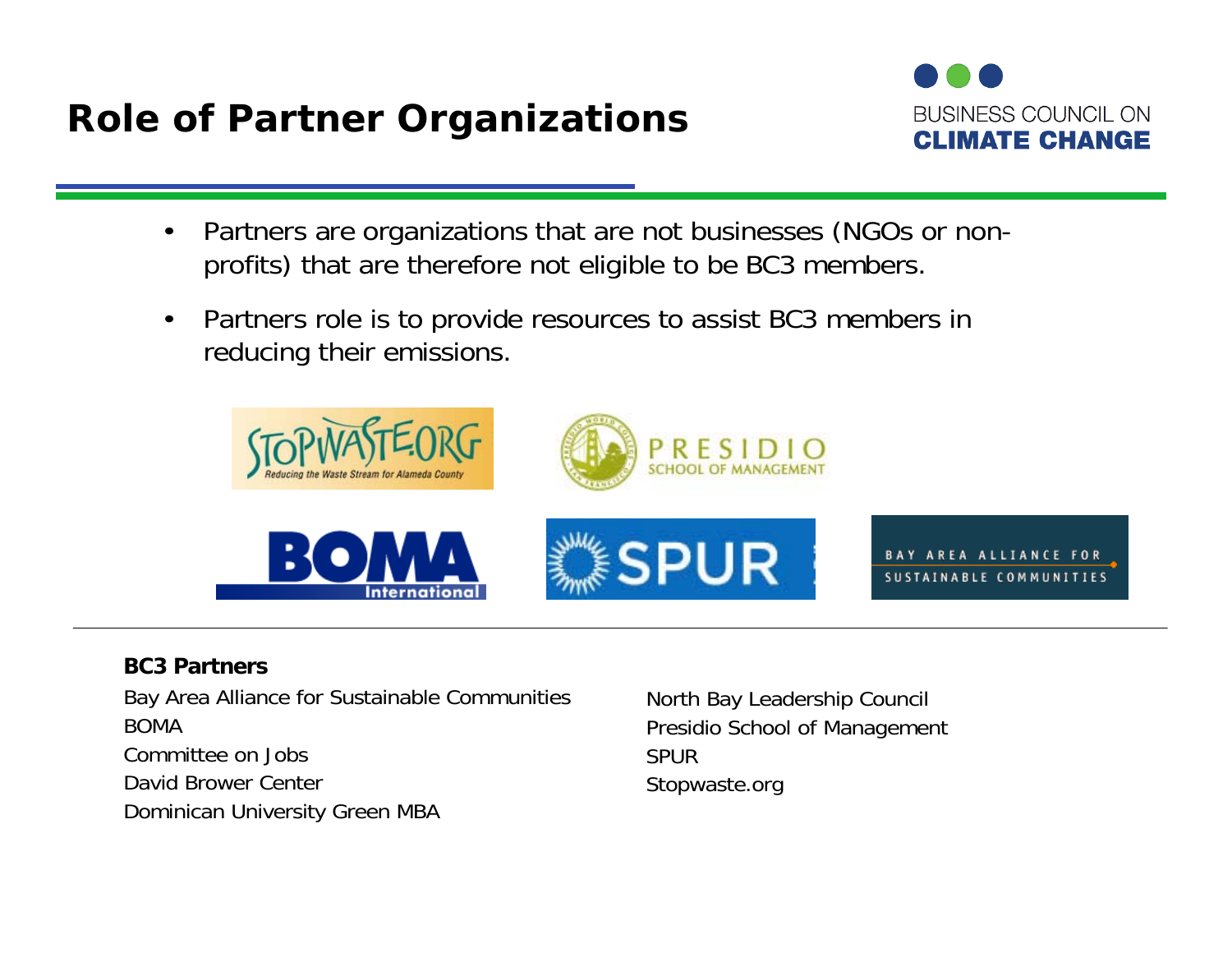# Role of Partner Organizations

- Partners are organizations that are not businesses (NGOs or non-profits) that are therefore not eligible to be BC3 members.
- Partners role is to provide resources to assist BC3 members in reducing their emissions.

**BC3 Partners**

Bay Area Alliance for Sustainable Communities
BOMA
Committee on Jobs
David Brower Center
Dominican University Green MBA
North Bay Leadership Council
Presidio School of Management
SPUR
Stopwaste.org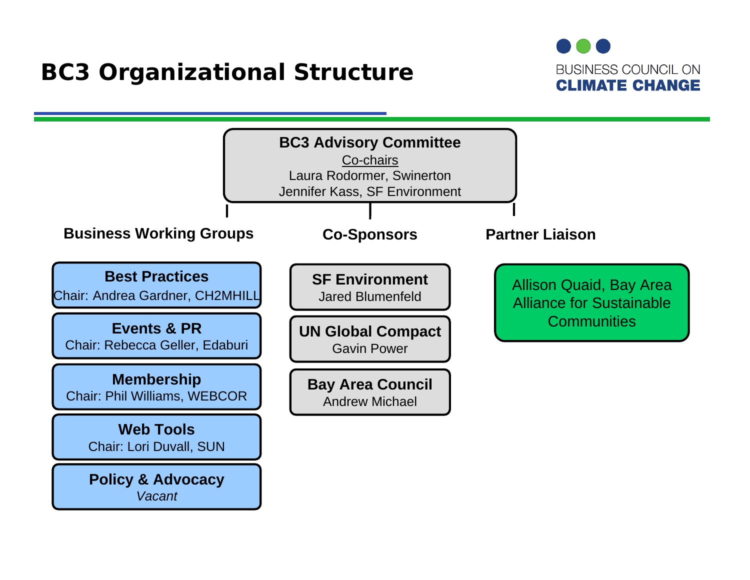# BC3 Organizational Structure

BUSINESS COUNCIL ON **CLIMATE CHANGE**

**BC3 Advisory Committee**
Co-chairs
Laura Rodormer, Swinerton
Jennifer Kass, SF Environment

## Business Working Groups

**Best Practices**
Chair: Andrea Gardner, CH2MHILL

**Events & PR**
Chair: Rebecca Geller, Edaburi

**Membership**
Chair: Phil Williams, WEBCOR

**Web Tools**
Chair: Lori Duvall, SUN

**Policy & Advocacy**
*Vacant*

## Co-Sponsors

**SF Environment**
Jared Blumenfeld

**UN Global Compact**
Gavin Power

**Bay Area Council**
Andrew Michael

## Partner Liaison

Allison Quaid, Bay Area Alliance for Sustainable Communities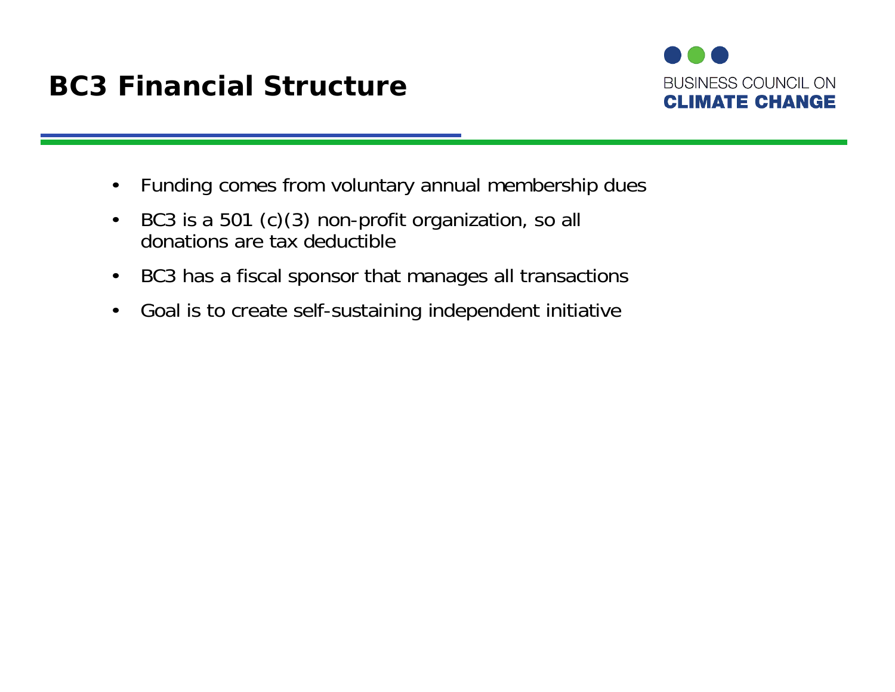# BC3 Financial Structure

BUSINESS COUNCIL ON **CLIMATE CHANGE**

- Funding comes from voluntary annual membership dues
- BC3 is a 501 (c)(3) non-profit organization, so all donations are tax deductible
- BC3 has a fiscal sponsor that manages all transactions
- Goal is to create self-sustaining independent initiative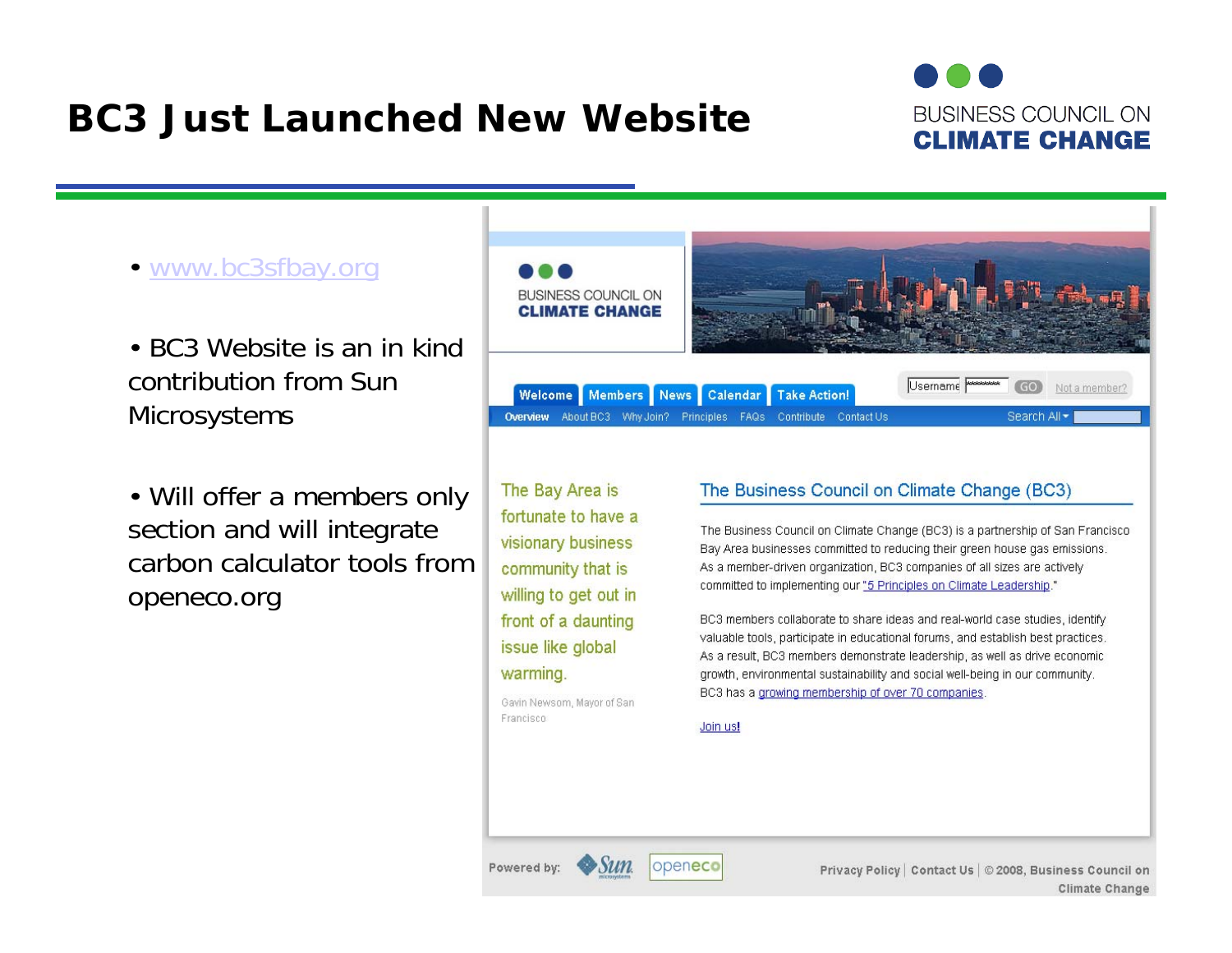# BC3 Just Launched New Website

BUSINESS COUNCIL ON **CLIMATE CHANGE**

- www.bc3sfbay.org
- BC3 Website is an in kind contribution from Sun Microsystems
- Will offer a members only section and will integrate carbon calculator tools from openeco.org

BUSINESS COUNCIL ON **CLIMATE CHANGE**

Welcome | Members | News | Calendar | Take Action!

Username GO Not a member?

Overview About BC3 Why Join? Principles FAQs Contribute Contact Us Search All

The Bay Area is fortunate to have a visionary business community that is willing to get out in front of a daunting issue like global warming.

Gavin Newsom, Mayor of San Francisco

## The Business Council on Climate Change (BC3)

The Business Council on Climate Change (BC3) is a partnership of San Francisco Bay Area businesses committed to reducing their green house gas emissions. As a member-driven organization, BC3 companies of all sizes are actively committed to implementing our "5 Principles on Climate Leadership."

BC3 members collaborate to share ideas and real-world case studies, identify valuable tools, participate in educational forums, and establish best practices. As a result, BC3 members demonstrate leadership, as well as drive economic growth, environmental sustainability and social well-being in our community. BC3 has a growing membership of over 70 companies.

Join us!

Powered by: Sun microsystems openeco

Privacy Policy | Contact Us | © 2008, Business Council on Climate Change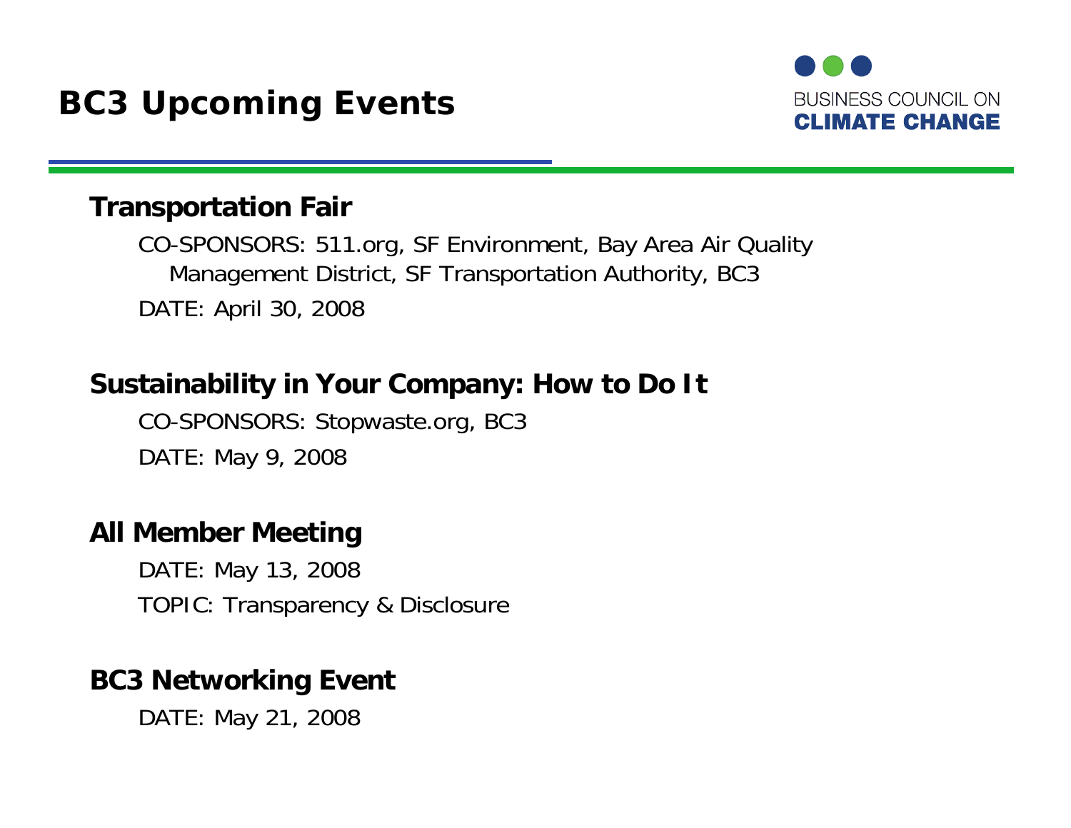# BC3 Upcoming Events

BUSINESS COUNCIL ON **CLIMATE CHANGE**

## Transportation Fair

CO-SPONSORS: 511.org, SF Environment, Bay Area Air Quality Management District, SF Transportation Authority, BC3

DATE: April 30, 2008

## Sustainability in Your Company: How to Do It

CO-SPONSORS: Stopwaste.org, BC3

DATE: May 9, 2008

## All Member Meeting

DATE: May 13, 2008

TOPIC: Transparency & Disclosure

## BC3 Networking Event

DATE: May 21, 2008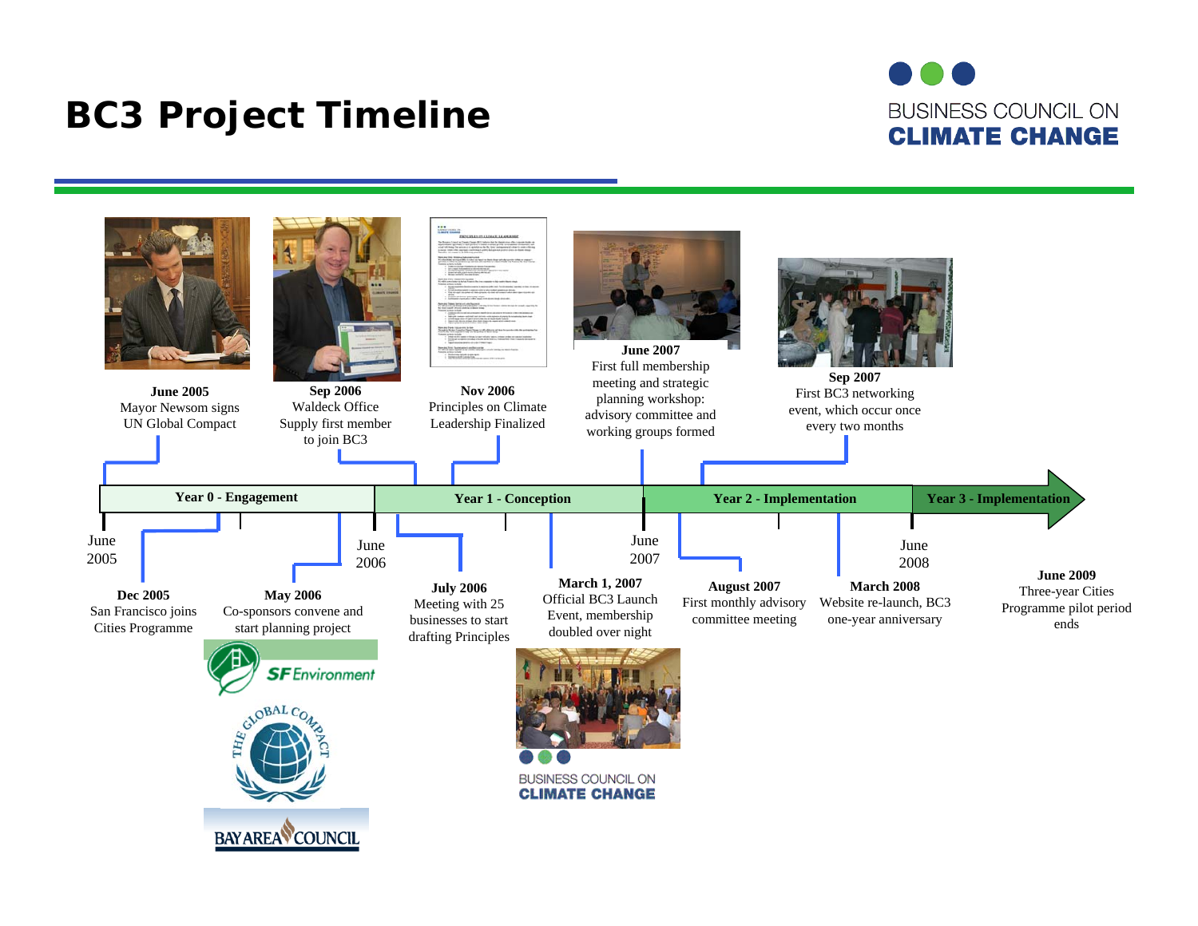# BC3 Project Timeline

BUSINESS COUNCIL ON
**CLIMATE CHANGE**

**June 2005**
Mayor Newsom signs UN Global Compact

**Sep 2006**
Waldeck Office Supply first member to join BC3

**Nov 2006**
Principles on Climate Leadership Finalized

**June 2007**
First full membership meeting and strategic planning workshop: advisory committee and working groups formed

**Sep 2007**
First BC3 networking event, which occur once every two months

**Year 0 - Engagement**

**Year 1 - Conception**

**Year 2 - Implementation**

**Year 3 - Implementation**

June 2005

June 2006

June 2007

June 2008

**Dec 2005**
San Francisco joins Cities Programme

**May 2006**
Co-sponsors convene and start planning project

**July 2006**
Meeting with 25 businesses to start drafting Principles

**March 1, 2007**
Official BC3 Launch Event, membership doubled over night

**August 2007**
First monthly advisory committee meeting

**March 2008**
Website re-launch, BC3 one-year anniversary

**June 2009**
Three-year Cities Programme pilot period ends

SF Environment

THE GLOBAL COMPACT

BAY AREA COUNCIL

BUSINESS COUNCIL ON
**CLIMATE CHANGE**